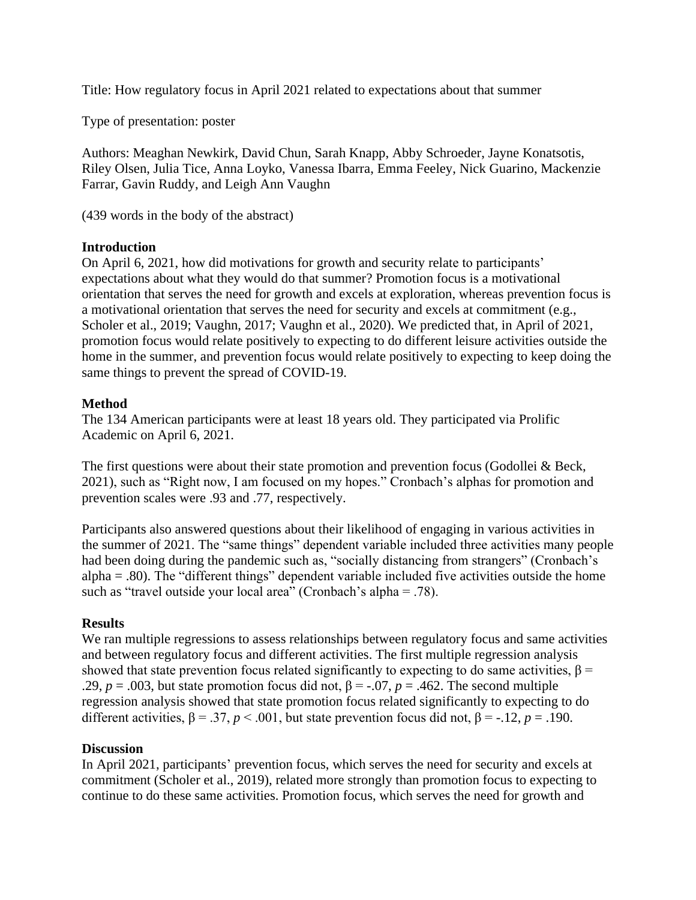Title: How regulatory focus in April 2021 related to expectations about that summer

Type of presentation: poster

Authors: Meaghan Newkirk, David Chun, Sarah Knapp, Abby Schroeder, Jayne Konatsotis, Riley Olsen, Julia Tice, Anna Loyko, Vanessa Ibarra, Emma Feeley, Nick Guarino, Mackenzie Farrar, Gavin Ruddy, and Leigh Ann Vaughn

(439 words in the body of the abstract)

**Introduction**

On April 6, 2021, how did motivations for growth and security relate to participants' expectations about what they would do that summer? Promotion focus is a motivational orientation that serves the need for growth and excels at exploration, whereas prevention focus is a motivational orientation that serves the need for security and excels at commitment (e.g., Scholer et al., 2019; Vaughn, 2017; Vaughn et al., 2020). We predicted that, in April of 2021, promotion focus would relate positively to expecting to do different leisure activities outside the home in the summer, and prevention focus would relate positively to expecting to keep doing the same things to prevent the spread of COVID-19.

**Method**

The 134 American participants were at least 18 years old. They participated via Prolific Academic on April 6, 2021.

The first questions were about their state promotion and prevention focus (Godollei & Beck, 2021), such as "Right now, I am focused on my hopes." Cronbach's alphas for promotion and prevention scales were .93 and .77, respectively.

Participants also answered questions about their likelihood of engaging in various activities in the summer of 2021. The "same things" dependent variable included three activities many people had been doing during the pandemic such as, "socially distancing from strangers" (Cronbach's alpha = .80). The "different things" dependent variable included five activities outside the home such as "travel outside your local area" (Cronbach's alpha = .78).

**Results**

We ran multiple regressions to assess relationships between regulatory focus and same activities and between regulatory focus and different activities. The first multiple regression analysis showed that state prevention focus related significantly to expecting to do same activities, $\beta = .29$, $p = .003$, but state promotion focus did not, $\beta = -.07$, $p = .462$. The second multiple regression analysis showed that state promotion focus related significantly to expecting to do different activities, $\beta = .37$, $p < .001$, but state prevention focus did not, $\beta = -.12$, $p = .190$.

**Discussion**

In April 2021, participants' prevention focus, which serves the need for security and excels at commitment (Scholer et al., 2019), related more strongly than promotion focus to expecting to continue to do these same activities. Promotion focus, which serves the need for growth and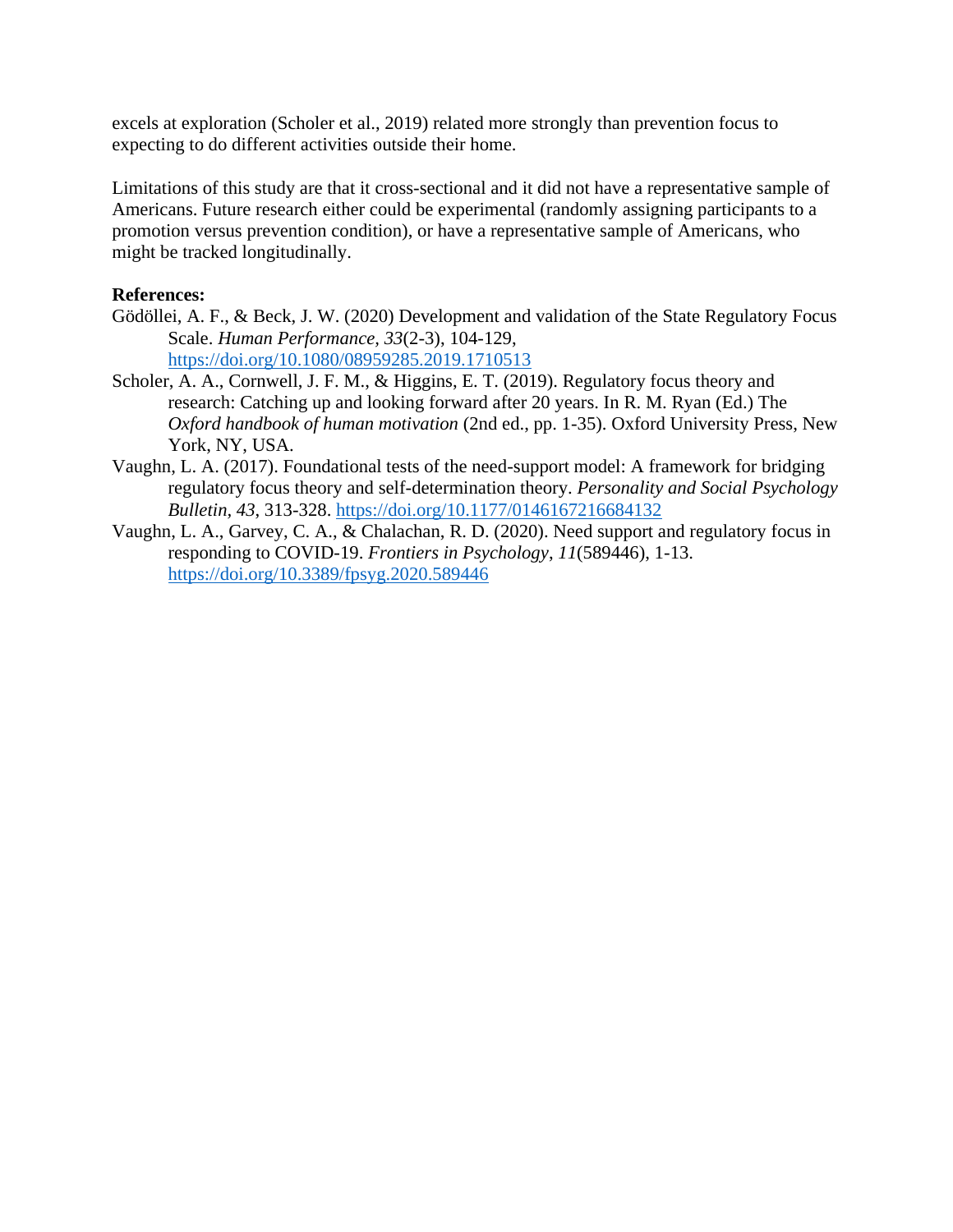excels at exploration (Scholer et al., 2019) related more strongly than prevention focus to expecting to do different activities outside their home.

Limitations of this study are that it cross-sectional and it did not have a representative sample of Americans. Future research either could be experimental (randomly assigning participants to a promotion versus prevention condition), or have a representative sample of Americans, who might be tracked longitudinally.

**References:**

Gödöllei, A. F., & Beck, J. W. (2020) Development and validation of the State Regulatory Focus Scale. *Human Performance*, *33*(2-3), 104-129, https://doi.org/10.1080/08959285.2019.1710513

Scholer, A. A., Cornwell, J. F. M., & Higgins, E. T. (2019). Regulatory focus theory and research: Catching up and looking forward after 20 years. In R. M. Ryan (Ed.) The *Oxford handbook of human motivation* (2nd ed., pp. 1-35). Oxford University Press, New York, NY, USA.

Vaughn, L. A. (2017). Foundational tests of the need-support model: A framework for bridging regulatory focus theory and self-determination theory. *Personality and Social Psychology Bulletin*, *43*, 313-328. https://doi.org/10.1177/0146167216684132

Vaughn, L. A., Garvey, C. A., & Chalachan, R. D. (2020). Need support and regulatory focus in responding to COVID-19. *Frontiers in Psychology*, *11*(589446), 1-13. https://doi.org/10.3389/fpsyg.2020.589446